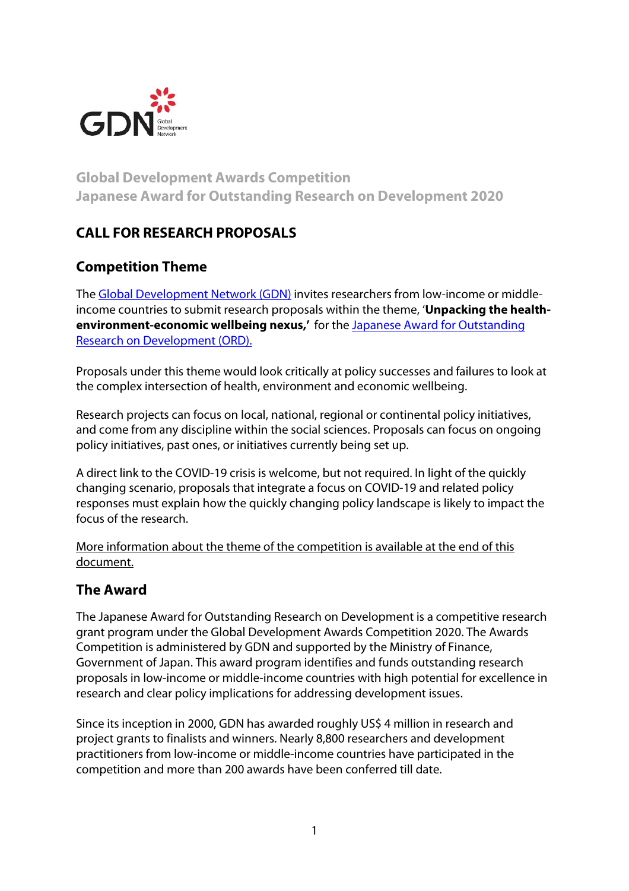Global Development Awards Competition
Japanese Award for Outstanding Research on Development 2020

# CALL FOR RESEARCH PROPOSALS

## Competition Theme

The [Global Development Network (GDN)]() invites researchers from low-income or middle-income countries to submit research proposals within the theme, '**Unpacking the health-environment-economic wellbeing nexus,'** for the [Japanese Award for Outstanding Research on Development (ORD).]()

Proposals under this theme would look critically at policy successes and failures to look at the complex intersection of health, environment and economic wellbeing.

Research projects can focus on local, national, regional or continental policy initiatives, and come from any discipline within the social sciences. Proposals can focus on ongoing policy initiatives, past ones, or initiatives currently being set up.

A direct link to the COVID-19 crisis is welcome, but not required. In light of the quickly changing scenario, proposals that integrate a focus on COVID-19 and related policy responses must explain how the quickly changing policy landscape is likely to impact the focus of the research.

More information about the theme of the competition is available at the end of this document.

## The Award

The Japanese Award for Outstanding Research on Development is a competitive research grant program under the Global Development Awards Competition 2020. The Awards Competition is administered by GDN and supported by the Ministry of Finance, Government of Japan. This award program identifies and funds outstanding research proposals in low-income or middle-income countries with high potential for excellence in research and clear policy implications for addressing development issues.

Since its inception in 2000, GDN has awarded roughly US$ 4 million in research and project grants to finalists and winners. Nearly 8,800 researchers and development practitioners from low-income or middle-income countries have participated in the competition and more than 200 awards have been conferred till date.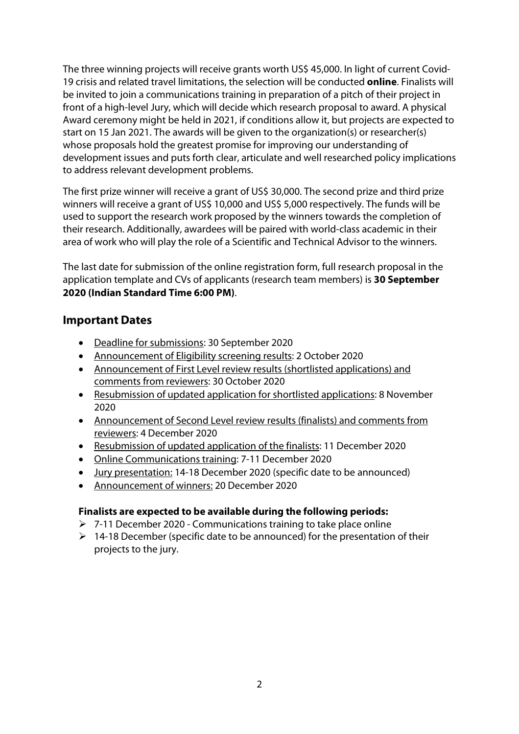The three winning projects will receive grants worth US$ 45,000. In light of current Covid-19 crisis and related travel limitations, the selection will be conducted **online**. Finalists will be invited to join a communications training in preparation of a pitch of their project in front of a high-level Jury, which will decide which research proposal to award. A physical Award ceremony might be held in 2021, if conditions allow it, but projects are expected to start on 15 Jan 2021. The awards will be given to the organization(s) or researcher(s) whose proposals hold the greatest promise for improving our understanding of development issues and puts forth clear, articulate and well researched policy implications to address relevant development problems.

The first prize winner will receive a grant of US$ 30,000. The second prize and third prize winners will receive a grant of US$ 10,000 and US$ 5,000 respectively. The funds will be used to support the research work proposed by the winners towards the completion of their research. Additionally, awardees will be paired with world-class academic in their area of work who will play the role of a Scientific and Technical Advisor to the winners.

The last date for submission of the online registration form, full research proposal in the application template and CVs of applicants (research team members) is **30 September 2020 (Indian Standard Time 6:00 PM)**.

## Important Dates

- Deadline for submissions: 30 September 2020
- Announcement of Eligibility screening results: 2 October 2020
- Announcement of First Level review results (shortlisted applications) and comments from reviewers: 30 October 2020
- Resubmission of updated application for shortlisted applications: 8 November 2020
- Announcement of Second Level review results (finalists) and comments from reviewers: 4 December 2020
- Resubmission of updated application of the finalists: 11 December 2020
- Online Communications training: 7-11 December 2020
- Jury presentation: 14-18 December 2020 (specific date to be announced)
- Announcement of winners: 20 December 2020

**Finalists are expected to be available during the following periods:**

- 7-11 December 2020 - Communications training to take place online
- 14-18 December (specific date to be announced) for the presentation of their projects to the jury.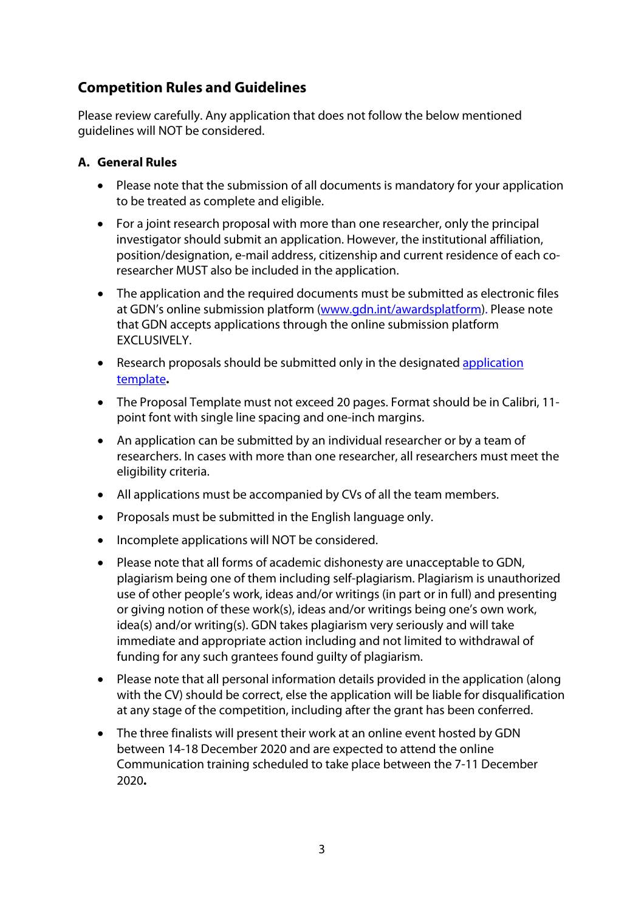## Competition Rules and Guidelines

Please review carefully. Any application that does not follow the below mentioned guidelines will NOT be considered.

### A. General Rules

- Please note that the submission of all documents is mandatory for your application to be treated as complete and eligible.
- For a joint research proposal with more than one researcher, only the principal investigator should submit an application. However, the institutional affiliation, position/designation, e-mail address, citizenship and current residence of each co-researcher MUST also be included in the application.
- The application and the required documents must be submitted as electronic files at GDN's online submission platform ([www.gdn.int/awardsplatform](www.gdn.int/awardsplatform)). Please note that GDN accepts applications through the online submission platform EXCLUSIVELY.
- Research proposals should be submitted only in the designated [application template](application template)**.**
- The Proposal Template must not exceed 20 pages. Format should be in Calibri, 11-point font with single line spacing and one-inch margins.
- An application can be submitted by an individual researcher or by a team of researchers. In cases with more than one researcher, all researchers must meet the eligibility criteria.
- All applications must be accompanied by CVs of all the team members.
- Proposals must be submitted in the English language only.
- Incomplete applications will NOT be considered.
- Please note that all forms of academic dishonesty are unacceptable to GDN, plagiarism being one of them including self-plagiarism. Plagiarism is unauthorized use of other people's work, ideas and/or writings (in part or in full) and presenting or giving notion of these work(s), ideas and/or writings being one's own work, idea(s) and/or writing(s). GDN takes plagiarism very seriously and will take immediate and appropriate action including and not limited to withdrawal of funding for any such grantees found guilty of plagiarism.
- Please note that all personal information details provided in the application (along with the CV) should be correct, else the application will be liable for disqualification at any stage of the competition, including after the grant has been conferred.
- The three finalists will present their work at an online event hosted by GDN between 14-18 December 2020 and are expected to attend the online Communication training scheduled to take place between the 7-11 December 2020**.**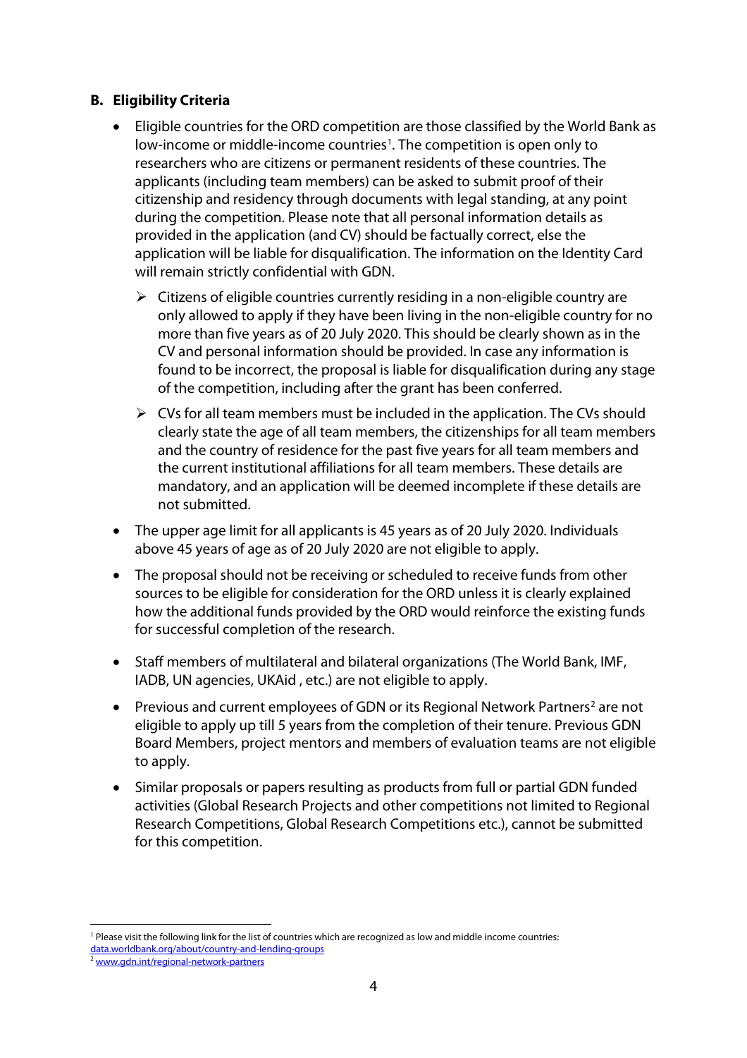### B. Eligibility Criteria

- Eligible countries for the ORD competition are those classified by the World Bank as low-income or middle-income countries[1]. The competition is open only to researchers who are citizens or permanent residents of these countries. The applicants (including team members) can be asked to submit proof of their citizenship and residency through documents with legal standing, at any point during the competition. Please note that all personal information details as provided in the application (and CV) should be factually correct, else the application will be liable for disqualification. The information on the Identity Card will remain strictly confidential with GDN.
  - Citizens of eligible countries currently residing in a non-eligible country are only allowed to apply if they have been living in the non-eligible country for no more than five years as of 20 July 2020. This should be clearly shown as in the CV and personal information should be provided. In case any information is found to be incorrect, the proposal is liable for disqualification during any stage of the competition, including after the grant has been conferred.
  - CVs for all team members must be included in the application. The CVs should clearly state the age of all team members, the citizenships for all team members and the country of residence for the past five years for all team members and the current institutional affiliations for all team members. These details are mandatory, and an application will be deemed incomplete if these details are not submitted.
- The upper age limit for all applicants is 45 years as of 20 July 2020. Individuals above 45 years of age as of 20 July 2020 are not eligible to apply.
- The proposal should not be receiving or scheduled to receive funds from other sources to be eligible for consideration for the ORD unless it is clearly explained how the additional funds provided by the ORD would reinforce the existing funds for successful completion of the research.
- Staff members of multilateral and bilateral organizations (The World Bank, IMF, IADB, UN agencies, UKAid , etc.) are not eligible to apply.
- Previous and current employees of GDN or its Regional Network Partners[2] are not eligible to apply up till 5 years from the completion of their tenure. Previous GDN Board Members, project mentors and members of evaluation teams are not eligible to apply.
- Similar proposals or papers resulting as products from full or partial GDN funded activities (Global Research Projects and other competitions not limited to Regional Research Competitions, Global Research Competitions etc.), cannot be submitted for this competition.

---

[1] Please visit the following link for the list of countries which are recognized as low and middle income countries: data.worldbank.org/about/country-and-lending-groups

[2] www.gdn.int/regional-network-partners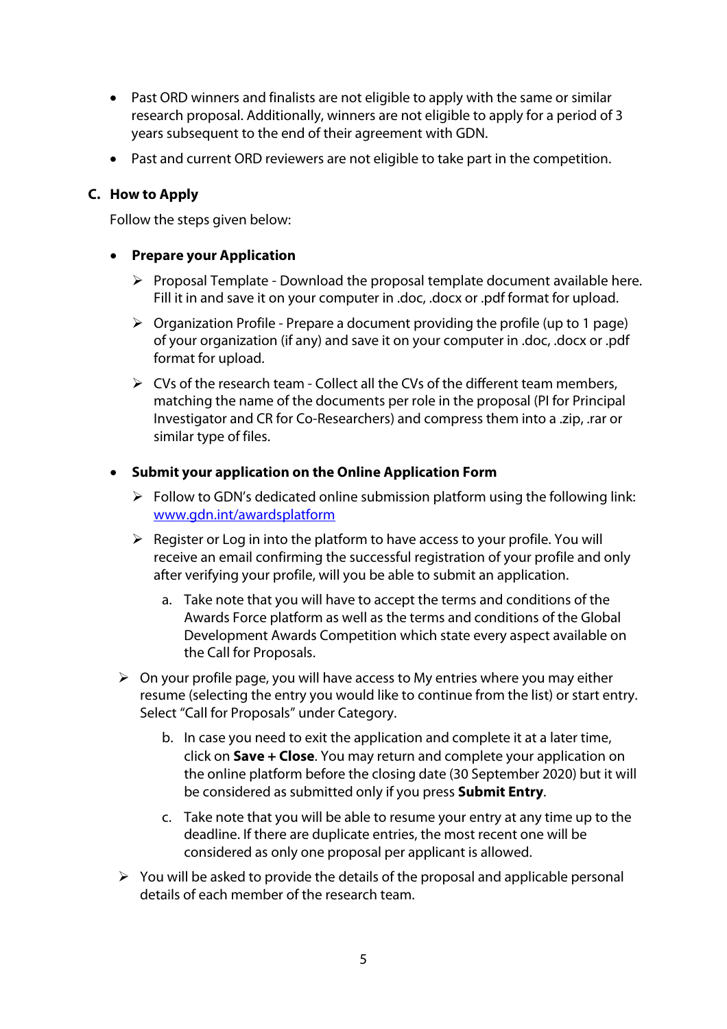- Past ORD winners and finalists are not eligible to apply with the same or similar research proposal. Additionally, winners are not eligible to apply for a period of 3 years subsequent to the end of their agreement with GDN.
- Past and current ORD reviewers are not eligible to take part in the competition.

### C. How to Apply

Follow the steps given below:

- **Prepare your Application**
  - ➢ Proposal Template - Download the proposal template document available here. Fill it in and save it on your computer in .doc, .docx or .pdf format for upload.
  - ➢ Organization Profile - Prepare a document providing the profile (up to 1 page) of your organization (if any) and save it on your computer in .doc, .docx or .pdf format for upload.
  - ➢ CVs of the research team - Collect all the CVs of the different team members, matching the name of the documents per role in the proposal (PI for Principal Investigator and CR for Co-Researchers) and compress them into a .zip, .rar or similar type of files.

- **Submit your application on the Online Application Form**
  - ➢ Follow to GDN's dedicated online submission platform using the following link: [www.gdn.int/awardsplatform](www.gdn.int/awardsplatform)
  - ➢ Register or Log in into the platform to have access to your profile. You will receive an email confirming the successful registration of your profile and only after verifying your profile, will you be able to submit an application.
    a. Take note that you will have to accept the terms and conditions of the Awards Force platform as well as the terms and conditions of the Global Development Awards Competition which state every aspect available on the Call for Proposals.
  - ➢ On your profile page, you will have access to My entries where you may either resume (selecting the entry you would like to continue from the list) or start entry. Select "Call for Proposals" under Category.
    b. In case you need to exit the application and complete it at a later time, click on **Save + Close**. You may return and complete your application on the online platform before the closing date (30 September 2020) but it will be considered as submitted only if you press **Submit Entry**.
    c. Take note that you will be able to resume your entry at any time up to the deadline. If there are duplicate entries, the most recent one will be considered as only one proposal per applicant is allowed.
  - ➢ You will be asked to provide the details of the proposal and applicable personal details of each member of the research team.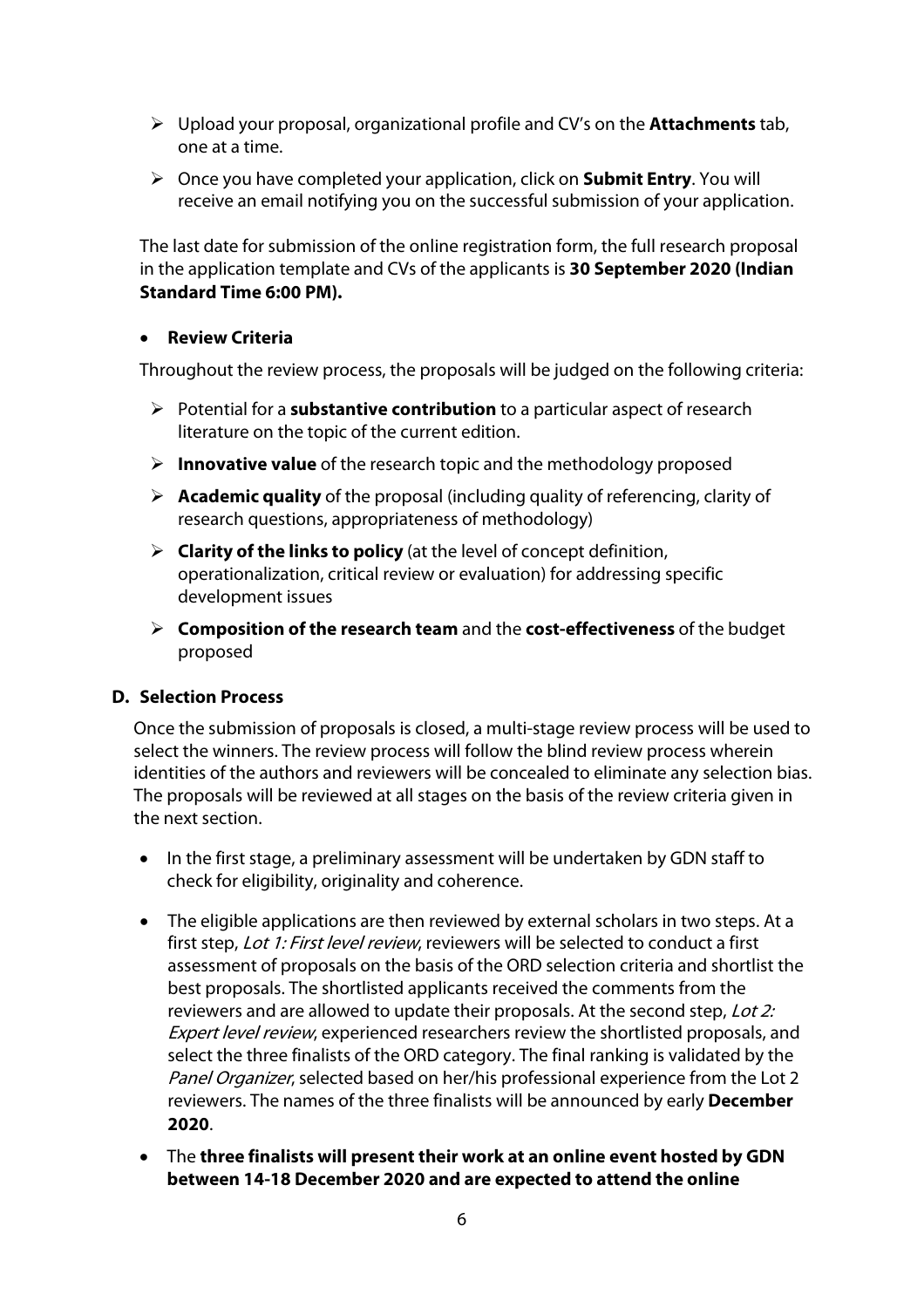- Upload your proposal, organizational profile and CV's on the **Attachments** tab, one at a time.
- Once you have completed your application, click on **Submit Entry**. You will receive an email notifying you on the successful submission of your application.

The last date for submission of the online registration form, the full research proposal in the application template and CVs of the applicants is **30 September 2020 (Indian Standard Time 6:00 PM).**

- **Review Criteria**

Throughout the review process, the proposals will be judged on the following criteria:

- Potential for a **substantive contribution** to a particular aspect of research literature on the topic of the current edition.
- **Innovative value** of the research topic and the methodology proposed
- **Academic quality** of the proposal (including quality of referencing, clarity of research questions, appropriateness of methodology)
- **Clarity of the links to policy** (at the level of concept definition, operationalization, critical review or evaluation) for addressing specific development issues
- **Composition of the research team** and the **cost-effectiveness** of the budget proposed

### D. Selection Process

Once the submission of proposals is closed, a multi-stage review process will be used to select the winners. The review process will follow the blind review process wherein identities of the authors and reviewers will be concealed to eliminate any selection bias. The proposals will be reviewed at all stages on the basis of the review criteria given in the next section.

- In the first stage, a preliminary assessment will be undertaken by GDN staff to check for eligibility, originality and coherence.
- The eligible applications are then reviewed by external scholars in two steps. At a first step, *Lot 1: First level review*, reviewers will be selected to conduct a first assessment of proposals on the basis of the ORD selection criteria and shortlist the best proposals. The shortlisted applicants received the comments from the reviewers and are allowed to update their proposals. At the second step, *Lot 2: Expert level review*, experienced researchers review the shortlisted proposals, and select the three finalists of the ORD category. The final ranking is validated by the *Panel Organizer*, selected based on her/his professional experience from the Lot 2 reviewers. The names of the three finalists will be announced by early **December 2020**.
- The **three finalists will present their work at an online event hosted by GDN between 14-18 December 2020 and are expected to attend the online**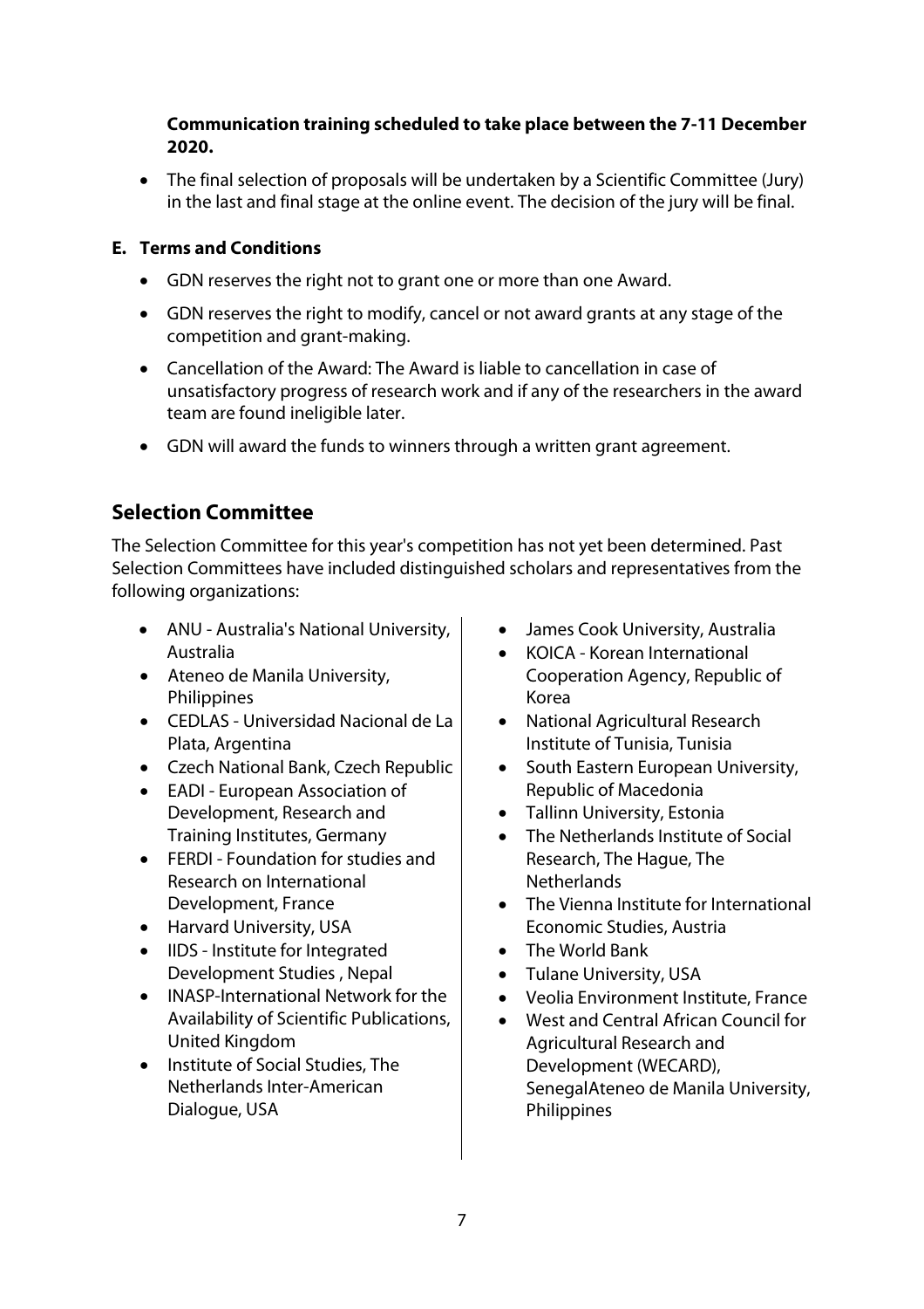**Communication training scheduled to take place between the 7-11 December 2020.**

- The final selection of proposals will be undertaken by a Scientific Committee (Jury) in the last and final stage at the online event. The decision of the jury will be final.

### E. Terms and Conditions

- GDN reserves the right not to grant one or more than one Award.
- GDN reserves the right to modify, cancel or not award grants at any stage of the competition and grant-making.
- Cancellation of the Award: The Award is liable to cancellation in case of unsatisfactory progress of research work and if any of the researchers in the award team are found ineligible later.
- GDN will award the funds to winners through a written grant agreement.

## Selection Committee

The Selection Committee for this year's competition has not yet been determined. Past Selection Committees have included distinguished scholars and representatives from the following organizations:

- ANU - Australia's National University, Australia
- Ateneo de Manila University, Philippines
- CEDLAS - Universidad Nacional de La Plata, Argentina
- Czech National Bank, Czech Republic
- EADI - European Association of Development, Research and Training Institutes, Germany
- FERDI - Foundation for studies and Research on International Development, France
- Harvard University, USA
- IIDS - Institute for Integrated Development Studies , Nepal
- INASP-International Network for the Availability of Scientific Publications, United Kingdom
- Institute of Social Studies, The Netherlands Inter-American Dialogue, USA
- James Cook University, Australia
- KOICA - Korean International Cooperation Agency, Republic of Korea
- National Agricultural Research Institute of Tunisia, Tunisia
- South Eastern European University, Republic of Macedonia
- Tallinn University, Estonia
- The Netherlands Institute of Social Research, The Hague, The Netherlands
- The Vienna Institute for International Economic Studies, Austria
- The World Bank
- Tulane University, USA
- Veolia Environment Institute, France
- West and Central African Council for Agricultural Research and Development (WECARD), SenegalAteneo de Manila University, Philippines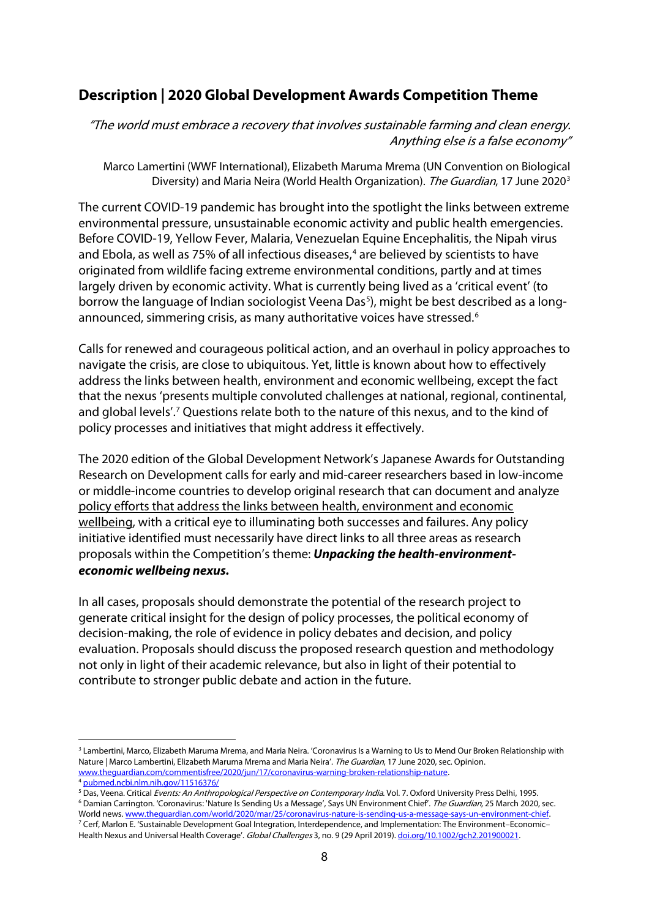## Description | 2020 Global Development Awards Competition Theme

*"The world must embrace a recovery that involves sustainable farming and clean energy. Anything else is a false economy"*

Marco Lamertini (WWF International), Elizabeth Maruma Mrema (UN Convention on Biological Diversity) and Maria Neira (World Health Organization). *The Guardian*, 17 June 2020[3]

The current COVID-19 pandemic has brought into the spotlight the links between extreme environmental pressure, unsustainable economic activity and public health emergencies. Before COVID-19, Yellow Fever, Malaria, Venezuelan Equine Encephalitis, the Nipah virus and Ebola, as well as 75% of all infectious diseases,[4] are believed by scientists to have originated from wildlife facing extreme environmental conditions, partly and at times largely driven by economic activity. What is currently being lived as a 'critical event' (to borrow the language of Indian sociologist Veena Das[5]), might be best described as a long-announced, simmering crisis, as many authoritative voices have stressed.[6]

Calls for renewed and courageous political action, and an overhaul in policy approaches to navigate the crisis, are close to ubiquitous. Yet, little is known about how to effectively address the links between health, environment and economic wellbeing, except the fact that the nexus 'presents multiple convoluted challenges at national, regional, continental, and global levels'.[7] Questions relate both to the nature of this nexus, and to the kind of policy processes and initiatives that might address it effectively.

The 2020 edition of the Global Development Network's Japanese Awards for Outstanding Research on Development calls for early and mid-career researchers based in low-income or middle-income countries to develop original research that can document and analyze <u>policy efforts that address the links between health, environment and economic wellbeing</u>, with a critical eye to illuminating both successes and failures. Any policy initiative identified must necessarily have direct links to all three areas as research proposals within the Competition's theme: ***Unpacking the health-environment-economic wellbeing nexus.***

In all cases, proposals should demonstrate the potential of the research project to generate critical insight for the design of policy processes, the political economy of decision-making, the role of evidence in policy debates and decision, and policy evaluation. Proposals should discuss the proposed research question and methodology not only in light of their academic relevance, but also in light of their potential to contribute to stronger public debate and action in the future.

---

[3] Lambertini, Marco, Elizabeth Maruma Mrema, and Maria Neira. 'Coronavirus Is a Warning to Us to Mend Our Broken Relationship with Nature | Marco Lambertini, Elizabeth Maruma Mrema and Maria Neira'. *The Guardian*, 17 June 2020, sec. Opinion. www.theguardian.com/commentisfree/2020/jun/17/coronavirus-warning-broken-relationship-nature.

[4] pubmed.ncbi.nlm.nih.gov/11516376/

[5] Das, Veena. Critical *Events: An Anthropological Perspective on Contemporary India*. Vol. 7. Oxford University Press Delhi, 1995.

[6] Damian Carrington. 'Coronavirus: 'Nature Is Sending Us a Message', Says UN Environment Chief'. *The Guardian*, 25 March 2020, sec. World news. www.theguardian.com/world/2020/mar/25/coronavirus-nature-is-sending-us-a-message-says-un-environment-chief.

[7] Cerf, Marlon E. 'Sustainable Development Goal Integration, Interdependence, and Implementation: The Environment–Economic–Health Nexus and Universal Health Coverage'. *Global Challenges* 3, no. 9 (29 April 2019). doi.org/10.1002/gch2.201900021.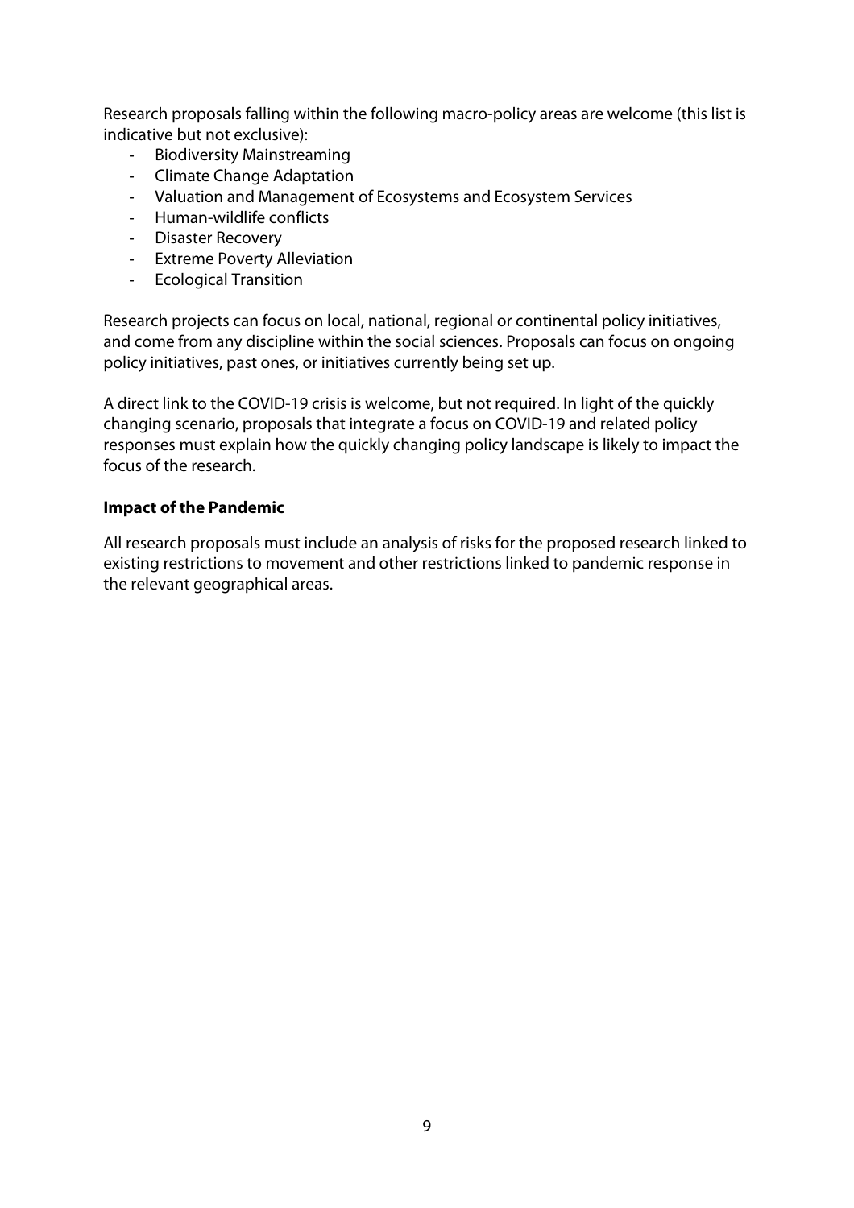Research proposals falling within the following macro-policy areas are welcome (this list is indicative but not exclusive):

- Biodiversity Mainstreaming
- Climate Change Adaptation
- Valuation and Management of Ecosystems and Ecosystem Services
- Human-wildlife conflicts
- Disaster Recovery
- Extreme Poverty Alleviation
- Ecological Transition

Research projects can focus on local, national, regional or continental policy initiatives, and come from any discipline within the social sciences. Proposals can focus on ongoing policy initiatives, past ones, or initiatives currently being set up.

A direct link to the COVID-19 crisis is welcome, but not required. In light of the quickly changing scenario, proposals that integrate a focus on COVID-19 and related policy responses must explain how the quickly changing policy landscape is likely to impact the focus of the research.

**Impact of the Pandemic**

All research proposals must include an analysis of risks for the proposed research linked to existing restrictions to movement and other restrictions linked to pandemic response in the relevant geographical areas.